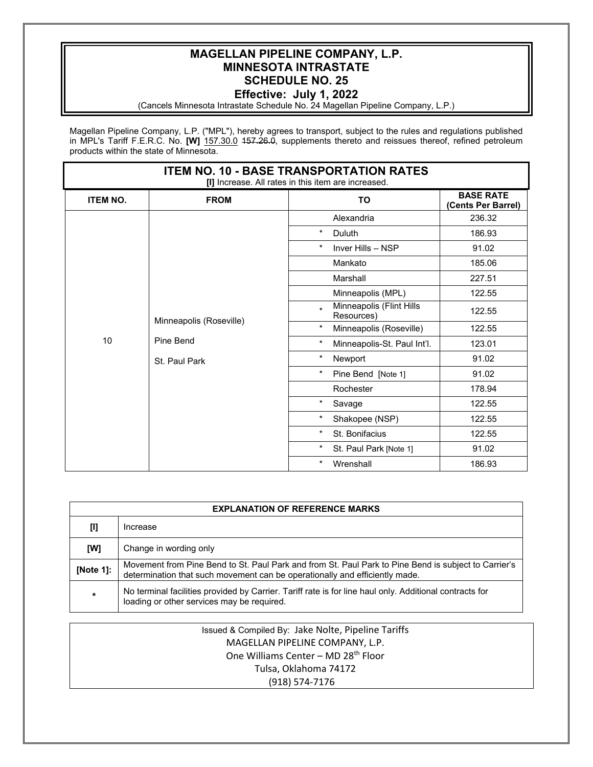# MAGELLAN PIPELINE COMPANY, L.P.
# MINNESOTA INTRASTATE
# SCHEDULE NO. 25
## Effective: July 1, 2022

(Cancels Minnesota Intrastate Schedule No. 24 Magellan Pipeline Company, L.P.)

Magellan Pipeline Company, L.P. ("MPL"), hereby agrees to transport, subject to the rules and regulations published in MPL's Tariff F.E.R.C. No. **[W]** 157.30.0 ~~157.26.0~~, supplements thereto and reissues thereof, refined petroleum products within the state of Minnesota.

## ITEM NO. 10 - BASE TRANSPORTATION RATES

**[I]** Increase. All rates in this item are increased.

| ITEM NO. | FROM | TO | BASE RATE (Cents Per Barrel) |
|---|---|---|---|
| 10 | Minneapolis (Roseville)<br>Pine Bend<br>St. Paul Park | Alexandria | 236.32 |
| | | * Duluth | 186.93 |
| | | * Inver Hills – NSP | 91.02 |
| | | Mankato | 185.06 |
| | | Marshall | 227.51 |
| | | Minneapolis (MPL) | 122.55 |
| | | * Minneapolis (Flint Hills Resources) | 122.55 |
| | | * Minneapolis (Roseville) | 122.55 |
| | | * Minneapolis-St. Paul Int'l. | 123.01 |
| | | * Newport | 91.02 |
| | | * Pine Bend [Note 1] | 91.02 |
| | | Rochester | 178.94 |
| | | * Savage | 122.55 |
| | | * Shakopee (NSP) | 122.55 |
| | | * St. Bonifacius | 122.55 |
| | | * St. Paul Park [Note 1] | 91.02 |
| | | * Wrenshall | 186.93 |

| EXPLANATION OF REFERENCE MARKS | |
|---|---|
| [I] | Increase |
| [W] | Change in wording only |
| [Note 1]: | Movement from Pine Bend to St. Paul Park and from St. Paul Park to Pine Bend is subject to Carrier's determination that such movement can be operationally and efficiently made. |
| * | No terminal facilities provided by Carrier. Tariff rate is for line haul only. Additional contracts for loading or other services may be required. |

Issued & Compiled By: Jake Nolte, Pipeline Tariffs
MAGELLAN PIPELINE COMPANY, L.P.
One Williams Center – MD 28th Floor
Tulsa, Oklahoma 74172
(918) 574-7176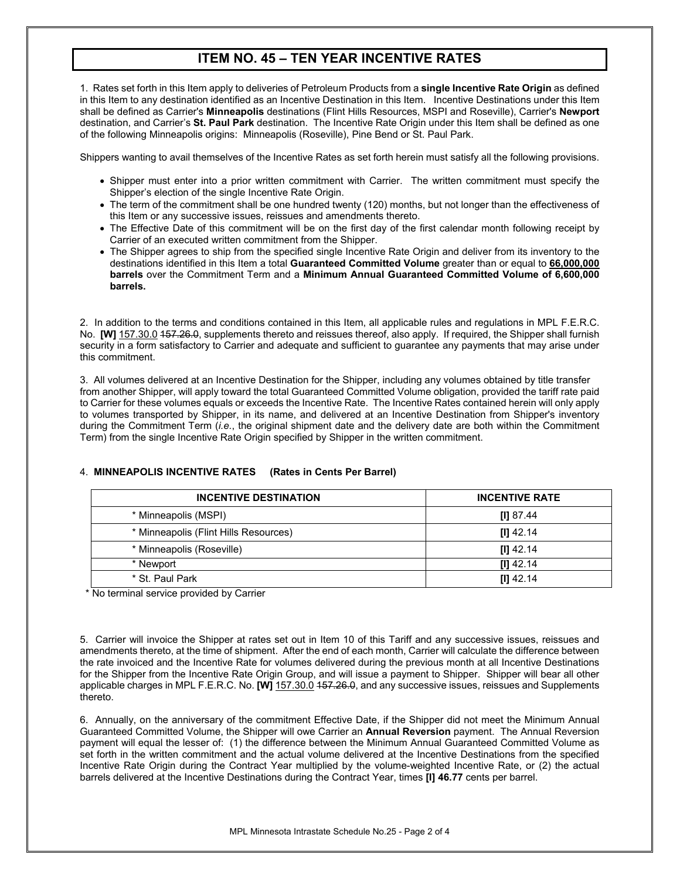# ITEM NO. 45 – TEN YEAR INCENTIVE RATES

1. Rates set forth in this Item apply to deliveries of Petroleum Products from a **single Incentive Rate Origin** as defined in this Item to any destination identified as an Incentive Destination in this Item. Incentive Destinations under this Item shall be defined as Carrier's **Minneapolis** destinations (Flint Hills Resources, MSPI and Roseville), Carrier's **Newport** destination, and Carrier's **St. Paul Park** destination. The Incentive Rate Origin under this Item shall be defined as one of the following Minneapolis origins: Minneapolis (Roseville), Pine Bend or St. Paul Park.

Shippers wanting to avail themselves of the Incentive Rates as set forth herein must satisfy all the following provisions.

- Shipper must enter into a prior written commitment with Carrier. The written commitment must specify the Shipper's election of the single Incentive Rate Origin.
- The term of the commitment shall be one hundred twenty (120) months, but not longer than the effectiveness of this Item or any successive issues, reissues and amendments thereto.
- The Effective Date of this commitment will be on the first day of the first calendar month following receipt by Carrier of an executed written commitment from the Shipper.
- The Shipper agrees to ship from the specified single Incentive Rate Origin and deliver from its inventory to the destinations identified in this Item a total **Guaranteed Committed Volume** greater than or equal to **66,000,000 barrels** over the Commitment Term and a **Minimum Annual Guaranteed Committed Volume of 6,600,000 barrels.**

2. In addition to the terms and conditions contained in this Item, all applicable rules and regulations in MPL F.E.R.C. No. **[W]** 157.30.0 ~~157.26.0~~, supplements thereto and reissues thereof, also apply. If required, the Shipper shall furnish security in a form satisfactory to Carrier and adequate and sufficient to guarantee any payments that may arise under this commitment.

3. All volumes delivered at an Incentive Destination for the Shipper, including any volumes obtained by title transfer from another Shipper, will apply toward the total Guaranteed Committed Volume obligation, provided the tariff rate paid to Carrier for these volumes equals or exceeds the Incentive Rate. The Incentive Rates contained herein will only apply to volumes transported by Shipper, in its name, and delivered at an Incentive Destination from Shipper's inventory during the Commitment Term (*i.e.*, the original shipment date and the delivery date are both within the Commitment Term) from the single Incentive Rate Origin specified by Shipper in the written commitment.

4. **MINNEAPOLIS INCENTIVE RATES (Rates in Cents Per Barrel)**

| INCENTIVE DESTINATION | INCENTIVE RATE |
|---|---|
| * Minneapolis (MSPI) | **[I]** 87.44 |
| * Minneapolis (Flint Hills Resources) | **[I]** 42.14 |
| * Minneapolis (Roseville) | **[I]** 42.14 |
| * Newport | **[I]** 42.14 |
| * St. Paul Park | **[I]** 42.14 |

\* No terminal service provided by Carrier

5. Carrier will invoice the Shipper at rates set out in Item 10 of this Tariff and any successive issues, reissues and amendments thereto, at the time of shipment. After the end of each month, Carrier will calculate the difference between the rate invoiced and the Incentive Rate for volumes delivered during the previous month at all Incentive Destinations for the Shipper from the Incentive Rate Origin Group, and will issue a payment to Shipper. Shipper will bear all other applicable charges in MPL F.E.R.C. No. **[W]** 157.30.0 ~~157.26.0~~, and any successive issues, reissues and Supplements thereto.

6. Annually, on the anniversary of the commitment Effective Date, if the Shipper did not meet the Minimum Annual Guaranteed Committed Volume, the Shipper will owe Carrier an **Annual Reversion** payment. The Annual Reversion payment will equal the lesser of: (1) the difference between the Minimum Annual Guaranteed Committed Volume as set forth in the written commitment and the actual volume delivered at the Incentive Destinations from the specified Incentive Rate Origin during the Contract Year multiplied by the volume-weighted Incentive Rate, or (2) the actual barrels delivered at the Incentive Destinations during the Contract Year, times **[I] 46.77** cents per barrel.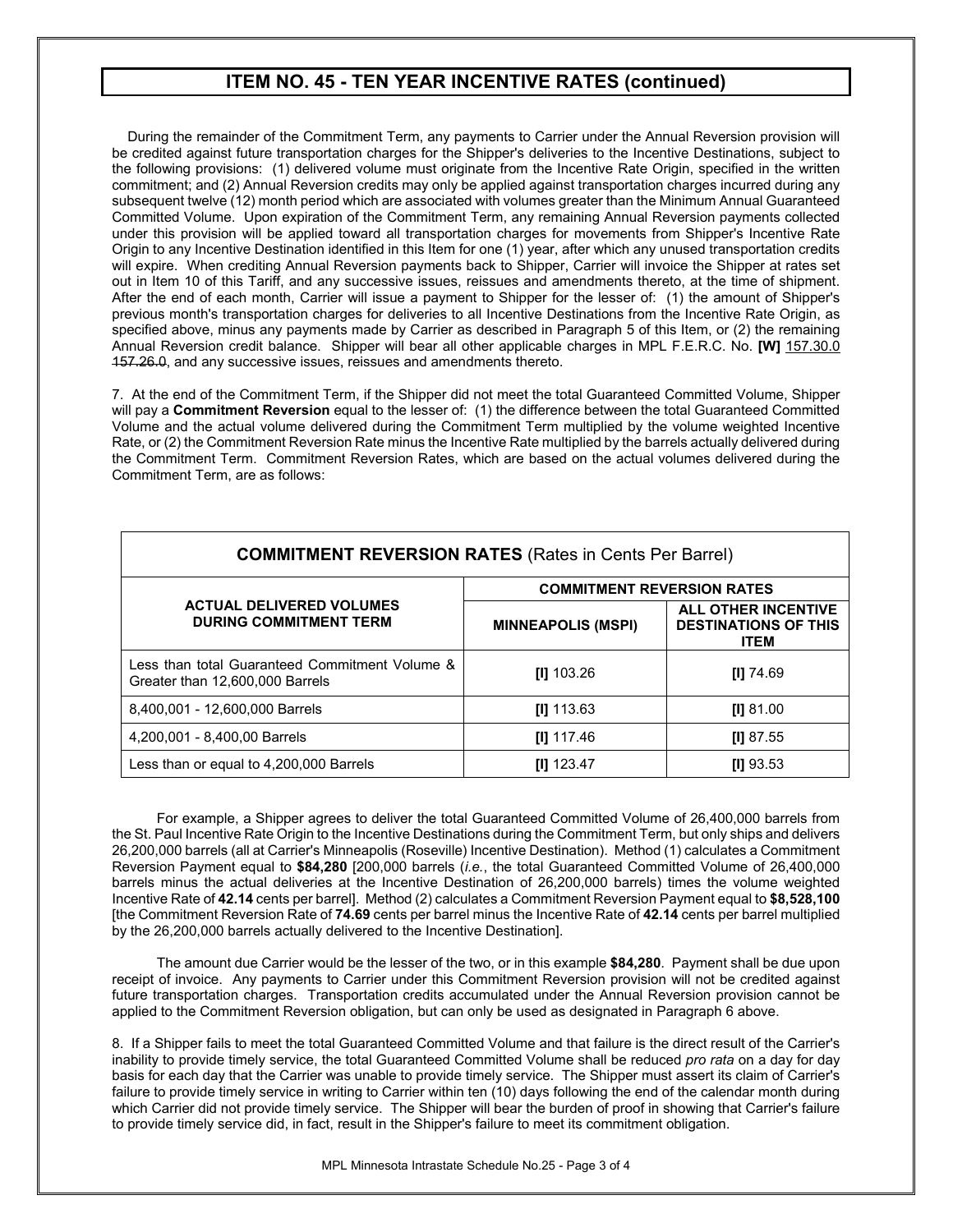## ITEM NO. 45 - TEN YEAR INCENTIVE RATES (continued)

During the remainder of the Commitment Term, any payments to Carrier under the Annual Reversion provision will be credited against future transportation charges for the Shipper's deliveries to the Incentive Destinations, subject to the following provisions: (1) delivered volume must originate from the Incentive Rate Origin, specified in the written commitment; and (2) Annual Reversion credits may only be applied against transportation charges incurred during any subsequent twelve (12) month period which are associated with volumes greater than the Minimum Annual Guaranteed Committed Volume. Upon expiration of the Commitment Term, any remaining Annual Reversion payments collected under this provision will be applied toward all transportation charges for movements from Shipper's Incentive Rate Origin to any Incentive Destination identified in this Item for one (1) year, after which any unused transportation credits will expire. When crediting Annual Reversion payments back to Shipper, Carrier will invoice the Shipper at rates set out in Item 10 of this Tariff, and any successive issues, reissues and amendments thereto, at the time of shipment. After the end of each month, Carrier will issue a payment to Shipper for the lesser of: (1) the amount of Shipper's previous month's transportation charges for deliveries to all Incentive Destinations from the Incentive Rate Origin, as specified above, minus any payments made by Carrier as described in Paragraph 5 of this Item, or (2) the remaining Annual Reversion credit balance. Shipper will bear all other applicable charges in MPL F.E.R.C. No. **[W]** 157.30.0 ~~157.26.0~~, and any successive issues, reissues and amendments thereto.

7. At the end of the Commitment Term, if the Shipper did not meet the total Guaranteed Committed Volume, Shipper will pay a **Commitment Reversion** equal to the lesser of: (1) the difference between the total Guaranteed Committed Volume and the actual volume delivered during the Commitment Term multiplied by the volume weighted Incentive Rate, or (2) the Commitment Reversion Rate minus the Incentive Rate multiplied by the barrels actually delivered during the Commitment Term. Commitment Reversion Rates, which are based on the actual volumes delivered during the Commitment Term, are as follows:

| **COMMITMENT REVERSION RATES** (Rates in Cents Per Barrel) | | |
|---|---|---|
| **ACTUAL DELIVERED VOLUMES DURING COMMITMENT TERM** | **COMMITMENT REVERSION RATES** | |
| | **MINNEAPOLIS (MSPI)** | **ALL OTHER INCENTIVE DESTINATIONS OF THIS ITEM** |
| Less than total Guaranteed Commitment Volume & Greater than 12,600,000 Barrels | **[I]** 103.26 | **[I]** 74.69 |
| 8,400,001 - 12,600,000 Barrels | **[I]** 113.63 | **[I]** 81.00 |
| 4,200,001 - 8,400,00 Barrels | **[I]** 117.46 | **[I]** 87.55 |
| Less than or equal to 4,200,000 Barrels | **[I]** 123.47 | **[I]** 93.53 |

For example, a Shipper agrees to deliver the total Guaranteed Committed Volume of 26,400,000 barrels from the St. Paul Incentive Rate Origin to the Incentive Destinations during the Commitment Term, but only ships and delivers 26,200,000 barrels (all at Carrier's Minneapolis (Roseville) Incentive Destination). Method (1) calculates a Commitment Reversion Payment equal to **$84,280** [200,000 barrels (*i.e.*, the total Guaranteed Committed Volume of 26,400,000 barrels minus the actual deliveries at the Incentive Destination of 26,200,000 barrels) times the volume weighted Incentive Rate of **42.14** cents per barrel]. Method (2) calculates a Commitment Reversion Payment equal to **$8,528,100** [the Commitment Reversion Rate of **74.69** cents per barrel minus the Incentive Rate of **42.14** cents per barrel multiplied by the 26,200,000 barrels actually delivered to the Incentive Destination].

The amount due Carrier would be the lesser of the two, or in this example **$84,280**. Payment shall be due upon receipt of invoice. Any payments to Carrier under this Commitment Reversion provision will not be credited against future transportation charges. Transportation credits accumulated under the Annual Reversion provision cannot be applied to the Commitment Reversion obligation, but can only be used as designated in Paragraph 6 above.

8. If a Shipper fails to meet the total Guaranteed Committed Volume and that failure is the direct result of the Carrier's inability to provide timely service, the total Guaranteed Committed Volume shall be reduced *pro rata* on a day for day basis for each day that the Carrier was unable to provide timely service. The Shipper must assert its claim of Carrier's failure to provide timely service in writing to Carrier within ten (10) days following the end of the calendar month during which Carrier did not provide timely service. The Shipper will bear the burden of proof in showing that Carrier's failure to provide timely service did, in fact, result in the Shipper's failure to meet its commitment obligation.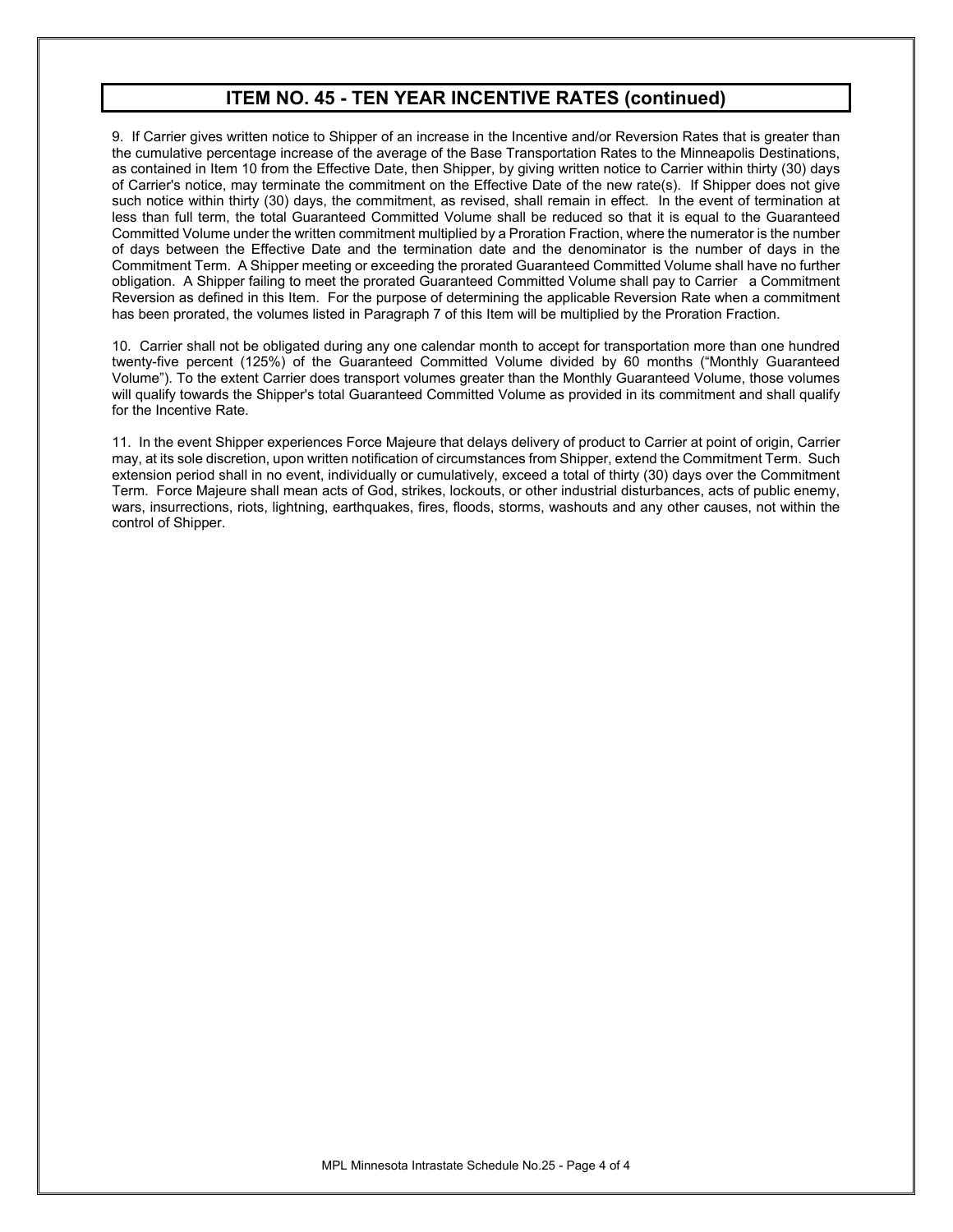## ITEM NO. 45 - TEN YEAR INCENTIVE RATES (continued)

9. If Carrier gives written notice to Shipper of an increase in the Incentive and/or Reversion Rates that is greater than the cumulative percentage increase of the average of the Base Transportation Rates to the Minneapolis Destinations, as contained in Item 10 from the Effective Date, then Shipper, by giving written notice to Carrier within thirty (30) days of Carrier's notice, may terminate the commitment on the Effective Date of the new rate(s). If Shipper does not give such notice within thirty (30) days, the commitment, as revised, shall remain in effect. In the event of termination at less than full term, the total Guaranteed Committed Volume shall be reduced so that it is equal to the Guaranteed Committed Volume under the written commitment multiplied by a Proration Fraction, where the numerator is the number of days between the Effective Date and the termination date and the denominator is the number of days in the Commitment Term. A Shipper meeting or exceeding the prorated Guaranteed Committed Volume shall have no further obligation. A Shipper failing to meet the prorated Guaranteed Committed Volume shall pay to Carrier a Commitment Reversion as defined in this Item. For the purpose of determining the applicable Reversion Rate when a commitment has been prorated, the volumes listed in Paragraph 7 of this Item will be multiplied by the Proration Fraction.

10. Carrier shall not be obligated during any one calendar month to accept for transportation more than one hundred twenty-five percent (125%) of the Guaranteed Committed Volume divided by 60 months ("Monthly Guaranteed Volume"). To the extent Carrier does transport volumes greater than the Monthly Guaranteed Volume, those volumes will qualify towards the Shipper's total Guaranteed Committed Volume as provided in its commitment and shall qualify for the Incentive Rate.

11. In the event Shipper experiences Force Majeure that delays delivery of product to Carrier at point of origin, Carrier may, at its sole discretion, upon written notification of circumstances from Shipper, extend the Commitment Term. Such extension period shall in no event, individually or cumulatively, exceed a total of thirty (30) days over the Commitment Term. Force Majeure shall mean acts of God, strikes, lockouts, or other industrial disturbances, acts of public enemy, wars, insurrections, riots, lightning, earthquakes, fires, floods, storms, washouts and any other causes, not within the control of Shipper.